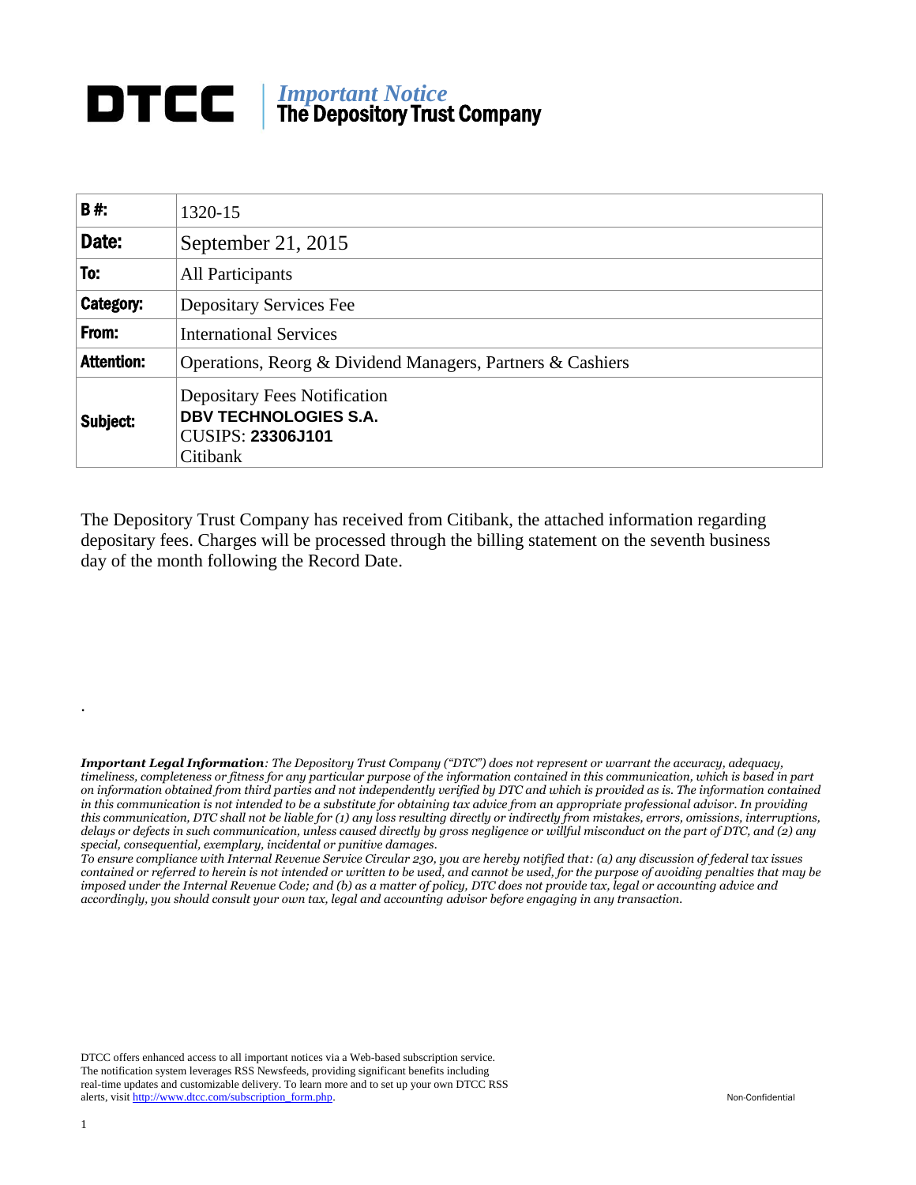# DTCC | *Important Notice* The Depository Trust Company

| B #: | 1320-15 |
| --- | --- |
| Date: | September 21, 2015 |
| To: | All Participants |
| Category: | Depositary Services Fee |
| From: | International Services |
| Attention: | Operations, Reorg & Dividend Managers, Partners & Cashiers |
| Subject: | Depositary Fees Notification **DBV TECHNOLOGIES S.A.** CUSIPS: **23306J101** Citibank |

The Depository Trust Company has received from Citibank, the attached information regarding depositary fees. Charges will be processed through the billing statement on the seventh business day of the month following the Record Date.

.

***Important Legal Information**: The Depository Trust Company ("DTC") does not represent or warrant the accuracy, adequacy, timeliness, completeness or fitness for any particular purpose of the information contained in this communication, which is based in part on information obtained from third parties and not independently verified by DTC and which is provided as is. The information contained in this communication is not intended to be a substitute for obtaining tax advice from an appropriate professional advisor. In providing this communication, DTC shall not be liable for (1) any loss resulting directly or indirectly from mistakes, errors, omissions, interruptions, delays or defects in such communication, unless caused directly by gross negligence or willful misconduct on the part of DTC, and (2) any special, consequential, exemplary, incidental or punitive damages.*

*To ensure compliance with Internal Revenue Service Circular 230, you are hereby notified that: (a) any discussion of federal tax issues contained or referred to herein is not intended or written to be used, and cannot be used, for the purpose of avoiding penalties that may be imposed under the Internal Revenue Code; and (b) as a matter of policy, DTC does not provide tax, legal or accounting advice and accordingly, you should consult your own tax, legal and accounting advisor before engaging in any transaction.*

DTCC offers enhanced access to all important notices via a Web-based subscription service. The notification system leverages RSS Newsfeeds, providing significant benefits including real-time updates and customizable delivery. To learn more and to set up your own DTCC RSS alerts, visit http://www.dtcc.com/subscription_form.php.

Non-Confidential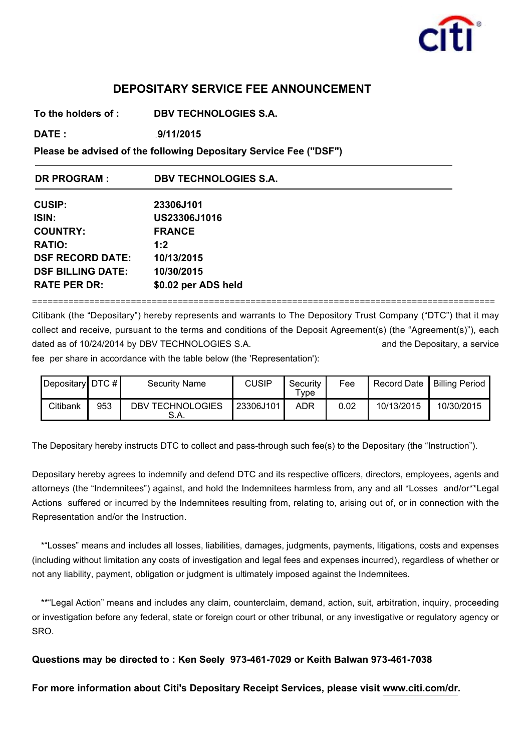citi

## DEPOSITARY SERVICE FEE ANNOUNCEMENT

**To the holders of :** **DBV TECHNOLOGIES S.A.**

**DATE :** **9/11/2015**

**Please be advised of the following Depositary Service Fee ("DSF")**

---

**DR PROGRAM :** **DBV TECHNOLOGIES S.A.**

---

**CUSIP:** **23306J101**
**ISIN:** **US23306J1016**
**COUNTRY:** **FRANCE**
**RATIO:** **1:2**
**DSF RECORD DATE:** **10/13/2015**
**DSF BILLING DATE:** **10/30/2015**
**RATE PER DR:** **$0.02 per ADS held**

==========================================================================================

Citibank (the "Depositary") hereby represents and warrants to The Depository Trust Company ("DTC") that it may collect and receive, pursuant to the terms and conditions of the Deposit Agreement(s) (the "Agreement(s)"), each dated as of 10/24/2014 by DBV TECHNOLOGIES S.A. and the Depositary, a service fee per share in accordance with the table below (the 'Representation'):

| Depositary | DTC # | Security Name | CUSIP | Security Type | Fee | Record Date | Billing Period |
|---|---|---|---|---|---|---|---|
| Citibank | 953 | DBV TECHNOLOGIES S.A. | 23306J101 | ADR | 0.02 | 10/13/2015 | 10/30/2015 |

The Depositary hereby instructs DTC to collect and pass-through such fee(s) to the Depositary (the "Instruction").

Depositary hereby agrees to indemnify and defend DTC and its respective officers, directors, employees, agents and attorneys (the "Indemnitees") against, and hold the Indemnitees harmless from, any and all *Losses and/or**Legal Actions suffered or incurred by the Indemnitees resulting from, relating to, arising out of, or in connection with the Representation and/or the Instruction.

*"Losses" means and includes all losses, liabilities, damages, judgments, payments, litigations, costs and expenses (including without limitation any costs of investigation and legal fees and expenses incurred), regardless of whether or not any liability, payment, obligation or judgment is ultimately imposed against the Indemnitees.

**"Legal Action" means and includes any claim, counterclaim, demand, action, suit, arbitration, inquiry, proceeding or investigation before any federal, state or foreign court or other tribunal, or any investigative or regulatory agency or SRO.

**Questions may be directed to : Ken Seely 973-461-7029 or Keith Balwan 973-461-7038**

**For more information about Citi's Depositary Receipt Services, please visit www.citi.com/dr.**